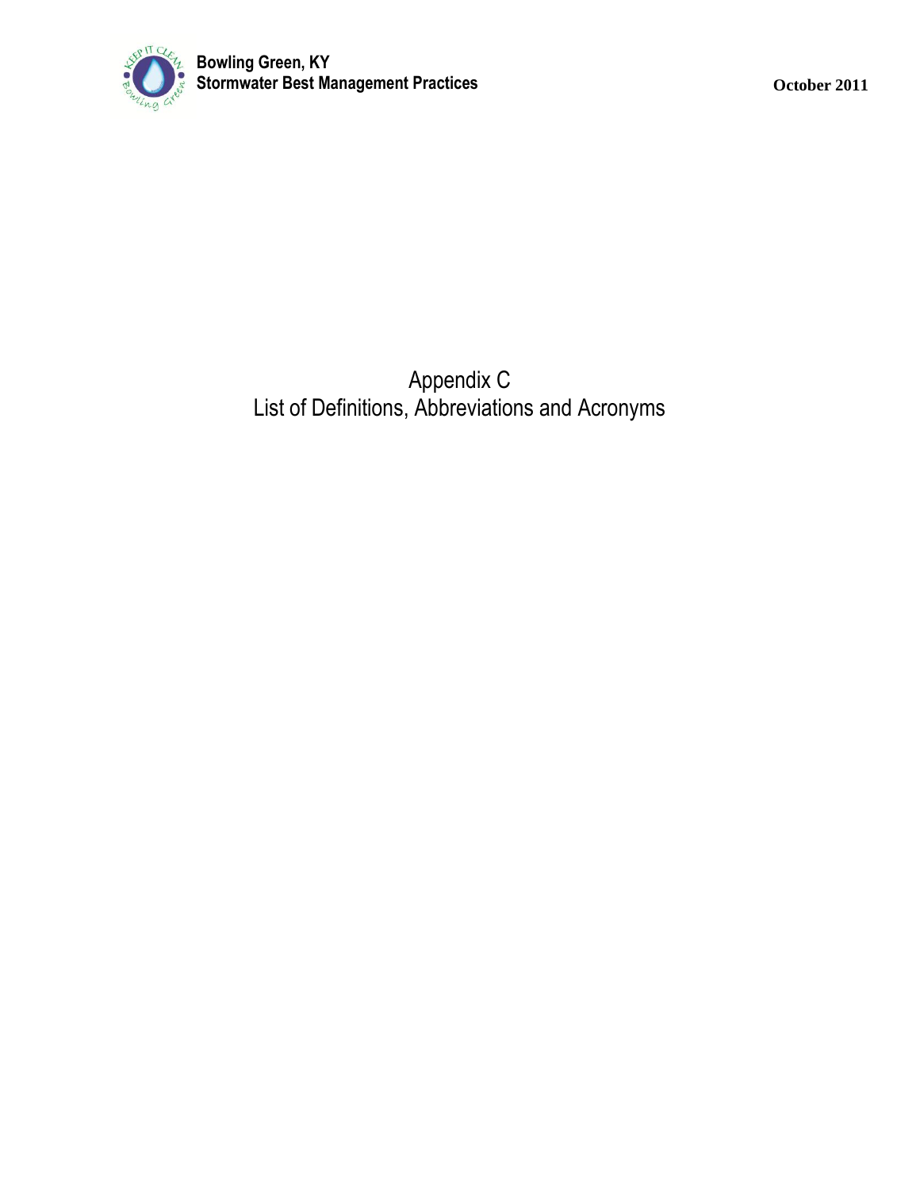# Appendix C
# List of Definitions, Abbreviations and Acronyms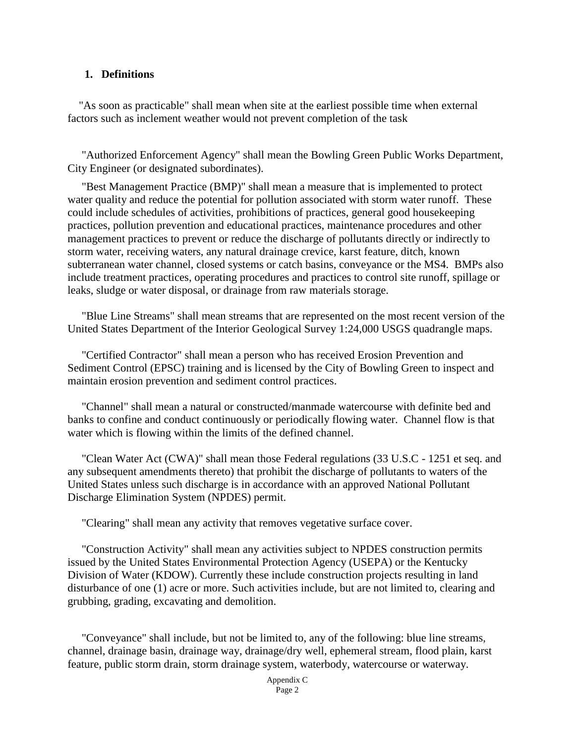## 1. Definitions

"As soon as practicable" shall mean when site at the earliest possible time when external factors such as inclement weather would not prevent completion of the task

"Authorized Enforcement Agency" shall mean the Bowling Green Public Works Department, City Engineer (or designated subordinates).

"Best Management Practice (BMP)" shall mean a measure that is implemented to protect water quality and reduce the potential for pollution associated with storm water runoff. These could include schedules of activities, prohibitions of practices, general good housekeeping practices, pollution prevention and educational practices, maintenance procedures and other management practices to prevent or reduce the discharge of pollutants directly or indirectly to storm water, receiving waters, any natural drainage crevice, karst feature, ditch, known subterranean water channel, closed systems or catch basins, conveyance or the MS4. BMPs also include treatment practices, operating procedures and practices to control site runoff, spillage or leaks, sludge or water disposal, or drainage from raw materials storage.

"Blue Line Streams" shall mean streams that are represented on the most recent version of the United States Department of the Interior Geological Survey 1:24,000 USGS quadrangle maps.

"Certified Contractor" shall mean a person who has received Erosion Prevention and Sediment Control (EPSC) training and is licensed by the City of Bowling Green to inspect and maintain erosion prevention and sediment control practices.

"Channel" shall mean a natural or constructed/manmade watercourse with definite bed and banks to confine and conduct continuously or periodically flowing water. Channel flow is that water which is flowing within the limits of the defined channel.

"Clean Water Act (CWA)" shall mean those Federal regulations (33 U.S.C - 1251 et seq. and any subsequent amendments thereto) that prohibit the discharge of pollutants to waters of the United States unless such discharge is in accordance with an approved National Pollutant Discharge Elimination System (NPDES) permit.

"Clearing" shall mean any activity that removes vegetative surface cover.

"Construction Activity" shall mean any activities subject to NPDES construction permits issued by the United States Environmental Protection Agency (USEPA) or the Kentucky Division of Water (KDOW). Currently these include construction projects resulting in land disturbance of one (1) acre or more. Such activities include, but are not limited to, clearing and grubbing, grading, excavating and demolition.

"Conveyance" shall include, but not be limited to, any of the following: blue line streams, channel, drainage basin, drainage way, drainage/dry well, ephemeral stream, flood plain, karst feature, public storm drain, storm drainage system, waterbody, watercourse or waterway.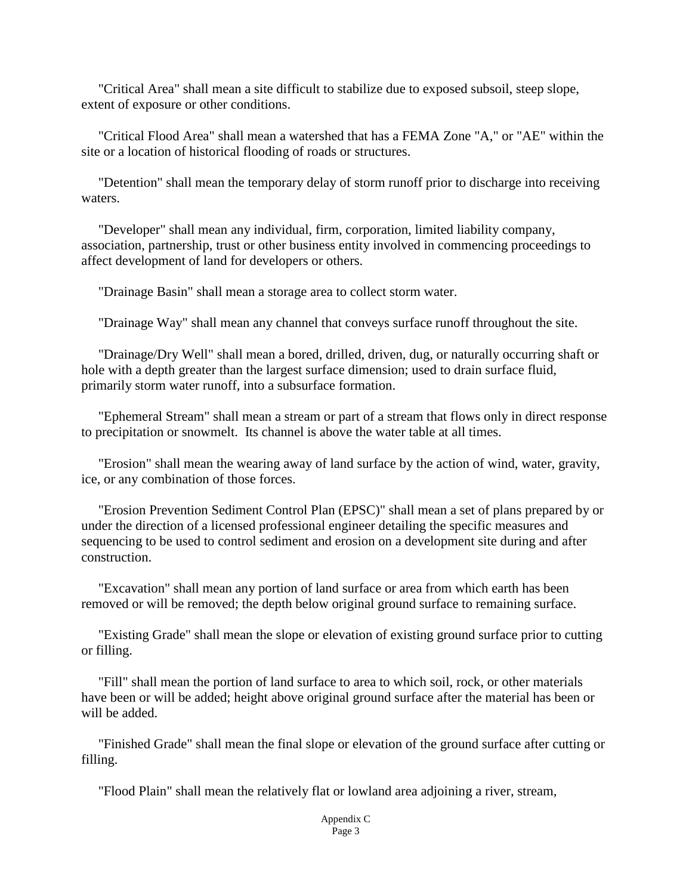"Critical Area" shall mean a site difficult to stabilize due to exposed subsoil, steep slope, extent of exposure or other conditions.

"Critical Flood Area" shall mean a watershed that has a FEMA Zone "A," or "AE" within the site or a location of historical flooding of roads or structures.

"Detention" shall mean the temporary delay of storm runoff prior to discharge into receiving waters.

"Developer" shall mean any individual, firm, corporation, limited liability company, association, partnership, trust or other business entity involved in commencing proceedings to affect development of land for developers or others.

"Drainage Basin" shall mean a storage area to collect storm water.

"Drainage Way" shall mean any channel that conveys surface runoff throughout the site.

"Drainage/Dry Well" shall mean a bored, drilled, driven, dug, or naturally occurring shaft or hole with a depth greater than the largest surface dimension; used to drain surface fluid, primarily storm water runoff, into a subsurface formation.

"Ephemeral Stream" shall mean a stream or part of a stream that flows only in direct response to precipitation or snowmelt. Its channel is above the water table at all times.

"Erosion" shall mean the wearing away of land surface by the action of wind, water, gravity, ice, or any combination of those forces.

"Erosion Prevention Sediment Control Plan (EPSC)" shall mean a set of plans prepared by or under the direction of a licensed professional engineer detailing the specific measures and sequencing to be used to control sediment and erosion on a development site during and after construction.

"Excavation" shall mean any portion of land surface or area from which earth has been removed or will be removed; the depth below original ground surface to remaining surface.

"Existing Grade" shall mean the slope or elevation of existing ground surface prior to cutting or filling.

"Fill" shall mean the portion of land surface to area to which soil, rock, or other materials have been or will be added; height above original ground surface after the material has been or will be added.

"Finished Grade" shall mean the final slope or elevation of the ground surface after cutting or filling.

"Flood Plain" shall mean the relatively flat or lowland area adjoining a river, stream,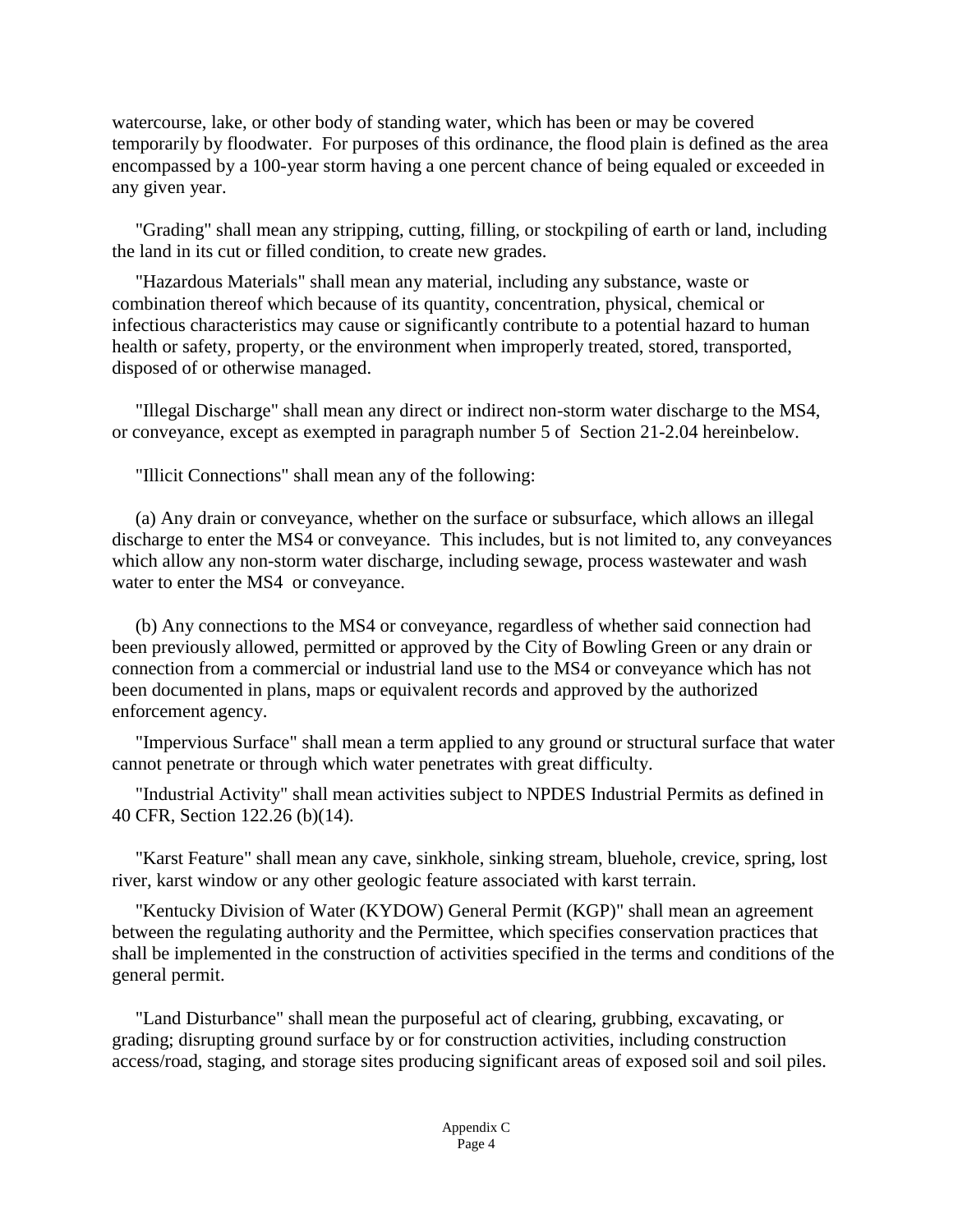watercourse, lake, or other body of standing water, which has been or may be covered temporarily by floodwater. For purposes of this ordinance, the flood plain is defined as the area encompassed by a 100-year storm having a one percent chance of being equaled or exceeded in any given year.

"Grading" shall mean any stripping, cutting, filling, or stockpiling of earth or land, including the land in its cut or filled condition, to create new grades.

"Hazardous Materials" shall mean any material, including any substance, waste or combination thereof which because of its quantity, concentration, physical, chemical or infectious characteristics may cause or significantly contribute to a potential hazard to human health or safety, property, or the environment when improperly treated, stored, transported, disposed of or otherwise managed.

"Illegal Discharge" shall mean any direct or indirect non-storm water discharge to the MS4, or conveyance, except as exempted in paragraph number 5 of Section 21-2.04 hereinbelow.

"Illicit Connections" shall mean any of the following:

(a) Any drain or conveyance, whether on the surface or subsurface, which allows an illegal discharge to enter the MS4 or conveyance. This includes, but is not limited to, any conveyances which allow any non-storm water discharge, including sewage, process wastewater and wash water to enter the MS4 or conveyance.

(b) Any connections to the MS4 or conveyance, regardless of whether said connection had been previously allowed, permitted or approved by the City of Bowling Green or any drain or connection from a commercial or industrial land use to the MS4 or conveyance which has not been documented in plans, maps or equivalent records and approved by the authorized enforcement agency.

"Impervious Surface" shall mean a term applied to any ground or structural surface that water cannot penetrate or through which water penetrates with great difficulty.

"Industrial Activity" shall mean activities subject to NPDES Industrial Permits as defined in 40 CFR, Section 122.26 (b)(14).

"Karst Feature" shall mean any cave, sinkhole, sinking stream, bluehole, crevice, spring, lost river, karst window or any other geologic feature associated with karst terrain.

"Kentucky Division of Water (KYDOW) General Permit (KGP)" shall mean an agreement between the regulating authority and the Permittee, which specifies conservation practices that shall be implemented in the construction of activities specified in the terms and conditions of the general permit.

"Land Disturbance" shall mean the purposeful act of clearing, grubbing, excavating, or grading; disrupting ground surface by or for construction activities, including construction access/road, staging, and storage sites producing significant areas of exposed soil and soil piles.

Appendix C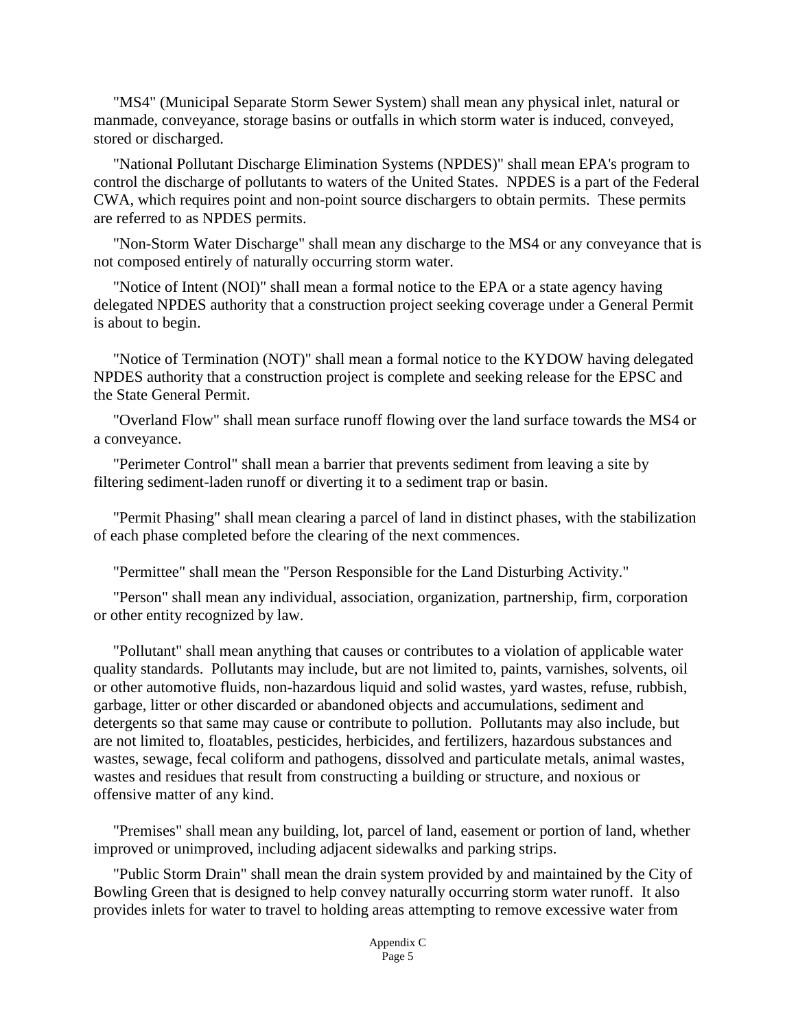"MS4" (Municipal Separate Storm Sewer System) shall mean any physical inlet, natural or manmade, conveyance, storage basins or outfalls in which storm water is induced, conveyed, stored or discharged.

"National Pollutant Discharge Elimination Systems (NPDES)" shall mean EPA's program to control the discharge of pollutants to waters of the United States. NPDES is a part of the Federal CWA, which requires point and non-point source dischargers to obtain permits. These permits are referred to as NPDES permits.

"Non-Storm Water Discharge" shall mean any discharge to the MS4 or any conveyance that is not composed entirely of naturally occurring storm water.

"Notice of Intent (NOI)" shall mean a formal notice to the EPA or a state agency having delegated NPDES authority that a construction project seeking coverage under a General Permit is about to begin.

"Notice of Termination (NOT)" shall mean a formal notice to the KYDOW having delegated NPDES authority that a construction project is complete and seeking release for the EPSC and the State General Permit.

"Overland Flow" shall mean surface runoff flowing over the land surface towards the MS4 or a conveyance.

"Perimeter Control" shall mean a barrier that prevents sediment from leaving a site by filtering sediment-laden runoff or diverting it to a sediment trap or basin.

"Permit Phasing" shall mean clearing a parcel of land in distinct phases, with the stabilization of each phase completed before the clearing of the next commences.

"Permittee" shall mean the "Person Responsible for the Land Disturbing Activity."

"Person" shall mean any individual, association, organization, partnership, firm, corporation or other entity recognized by law.

"Pollutant" shall mean anything that causes or contributes to a violation of applicable water quality standards. Pollutants may include, but are not limited to, paints, varnishes, solvents, oil or other automotive fluids, non-hazardous liquid and solid wastes, yard wastes, refuse, rubbish, garbage, litter or other discarded or abandoned objects and accumulations, sediment and detergents so that same may cause or contribute to pollution. Pollutants may also include, but are not limited to, floatables, pesticides, herbicides, and fertilizers, hazardous substances and wastes, sewage, fecal coliform and pathogens, dissolved and particulate metals, animal wastes, wastes and residues that result from constructing a building or structure, and noxious or offensive matter of any kind.

"Premises" shall mean any building, lot, parcel of land, easement or portion of land, whether improved or unimproved, including adjacent sidewalks and parking strips.

"Public Storm Drain" shall mean the drain system provided by and maintained by the City of Bowling Green that is designed to help convey naturally occurring storm water runoff. It also provides inlets for water to travel to holding areas attempting to remove excessive water from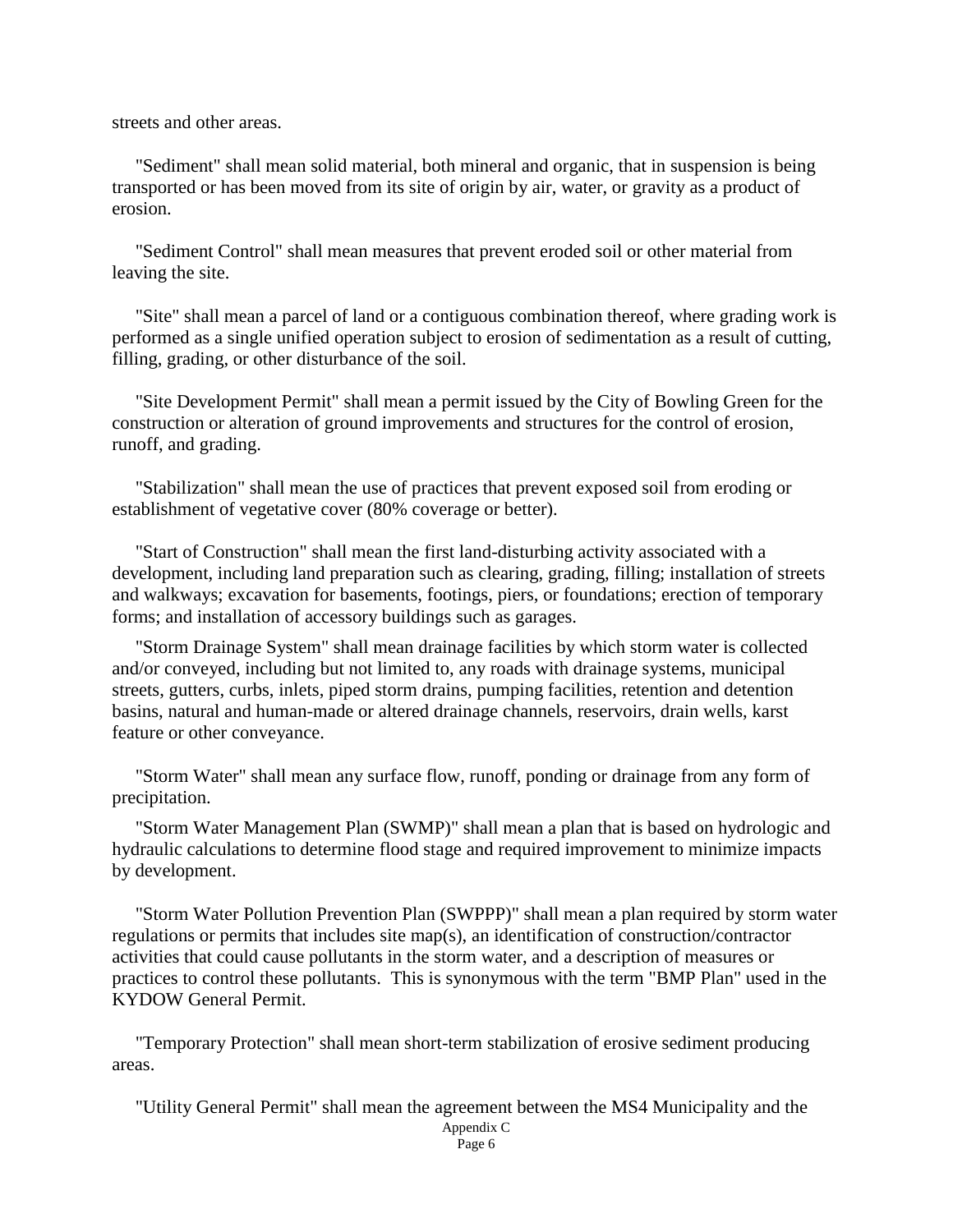streets and other areas.

"Sediment" shall mean solid material, both mineral and organic, that in suspension is being transported or has been moved from its site of origin by air, water, or gravity as a product of erosion.

"Sediment Control" shall mean measures that prevent eroded soil or other material from leaving the site.

"Site" shall mean a parcel of land or a contiguous combination thereof, where grading work is performed as a single unified operation subject to erosion of sedimentation as a result of cutting, filling, grading, or other disturbance of the soil.

"Site Development Permit" shall mean a permit issued by the City of Bowling Green for the construction or alteration of ground improvements and structures for the control of erosion, runoff, and grading.

"Stabilization" shall mean the use of practices that prevent exposed soil from eroding or establishment of vegetative cover (80% coverage or better).

"Start of Construction" shall mean the first land-disturbing activity associated with a development, including land preparation such as clearing, grading, filling; installation of streets and walkways; excavation for basements, footings, piers, or foundations; erection of temporary forms; and installation of accessory buildings such as garages.

"Storm Drainage System" shall mean drainage facilities by which storm water is collected and/or conveyed, including but not limited to, any roads with drainage systems, municipal streets, gutters, curbs, inlets, piped storm drains, pumping facilities, retention and detention basins, natural and human-made or altered drainage channels, reservoirs, drain wells, karst feature or other conveyance.

"Storm Water" shall mean any surface flow, runoff, ponding or drainage from any form of precipitation.

"Storm Water Management Plan (SWMP)" shall mean a plan that is based on hydrologic and hydraulic calculations to determine flood stage and required improvement to minimize impacts by development.

"Storm Water Pollution Prevention Plan (SWPPP)" shall mean a plan required by storm water regulations or permits that includes site map(s), an identification of construction/contractor activities that could cause pollutants in the storm water, and a description of measures or practices to control these pollutants. This is synonymous with the term "BMP Plan" used in the KYDOW General Permit.

"Temporary Protection" shall mean short-term stabilization of erosive sediment producing areas.

"Utility General Permit" shall mean the agreement between the MS4 Municipality and the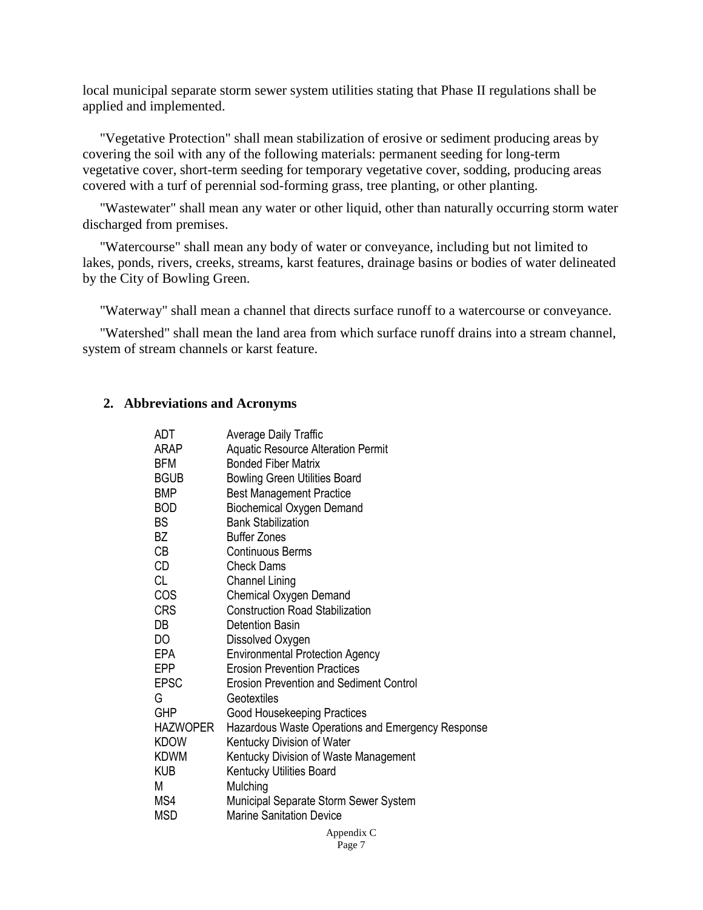local municipal separate storm sewer system utilities stating that Phase II regulations shall be applied and implemented.

"Vegetative Protection" shall mean stabilization of erosive or sediment producing areas by covering the soil with any of the following materials: permanent seeding for long-term vegetative cover, short-term seeding for temporary vegetative cover, sodding, producing areas covered with a turf of perennial sod-forming grass, tree planting, or other planting.

"Wastewater" shall mean any water or other liquid, other than naturally occurring storm water discharged from premises.

"Watercourse" shall mean any body of water or conveyance, including but not limited to lakes, ponds, rivers, creeks, streams, karst features, drainage basins or bodies of water delineated by the City of Bowling Green.

"Waterway" shall mean a channel that directs surface runoff to a watercourse or conveyance.

"Watershed" shall mean the land area from which surface runoff drains into a stream channel, system of stream channels or karst feature.

## 2. Abbreviations and Acronyms

| | |
|---|---|
| ADT | Average Daily Traffic |
| ARAP | Aquatic Resource Alteration Permit |
| BFM | Bonded Fiber Matrix |
| BGUB | Bowling Green Utilities Board |
| BMP | Best Management Practice |
| BOD | Biochemical Oxygen Demand |
| BS | Bank Stabilization |
| BZ | Buffer Zones |
| CB | Continuous Berms |
| CD | Check Dams |
| CL | Channel Lining |
| COS | Chemical Oxygen Demand |
| CRS | Construction Road Stabilization |
| DB | Detention Basin |
| DO | Dissolved Oxygen |
| EPA | Environmental Protection Agency |
| EPP | Erosion Prevention Practices |
| EPSC | Erosion Prevention and Sediment Control |
| G | Geotextiles |
| GHP | Good Housekeeping Practices |
| HAZWOPER | Hazardous Waste Operations and Emergency Response |
| KDOW | Kentucky Division of Water |
| KDWM | Kentucky Division of Waste Management |
| KUB | Kentucky Utilities Board |
| M | Mulching |
| MS4 | Municipal Separate Storm Sewer System |
| MSD | Marine Sanitation Device |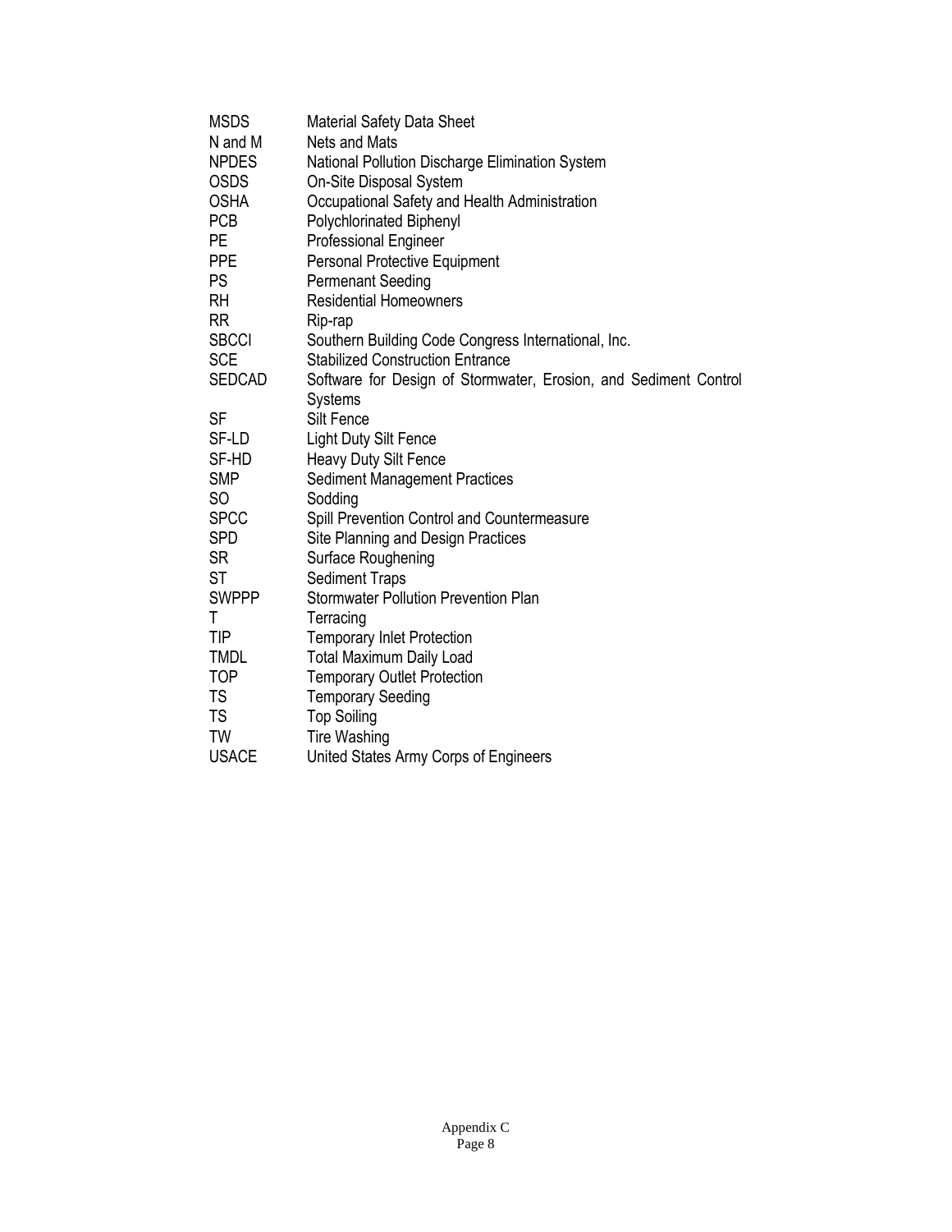| | |
|---|---|
| MSDS | Material Safety Data Sheet |
| N and M | Nets and Mats |
| NPDES | National Pollution Discharge Elimination System |
| OSDS | On-Site Disposal System |
| OSHA | Occupational Safety and Health Administration |
| PCB | Polychlorinated Biphenyl |
| PE | Professional Engineer |
| PPE | Personal Protective Equipment |
| PS | Permenant Seeding |
| RH | Residential Homeowners |
| RR | Rip-rap |
| SBCCI | Southern Building Code Congress International, Inc. |
| SCE | Stabilized Construction Entrance |
| SEDCAD | Software for Design of Stormwater, Erosion, and Sediment Control Systems |
| SF | Silt Fence |
| SF-LD | Light Duty Silt Fence |
| SF-HD | Heavy Duty Silt Fence |
| SMP | Sediment Management Practices |
| SO | Sodding |
| SPCC | Spill Prevention Control and Countermeasure |
| SPD | Site Planning and Design Practices |
| SR | Surface Roughening |
| ST | Sediment Traps |
| SWPPP | Stormwater Pollution Prevention Plan |
| T | Terracing |
| TIP | Temporary Inlet Protection |
| TMDL | Total Maximum Daily Load |
| TOP | Temporary Outlet Protection |
| TS | Temporary Seeding |
| TS | Top Soiling |
| TW | Tire Washing |
| USACE | United States Army Corps of Engineers |